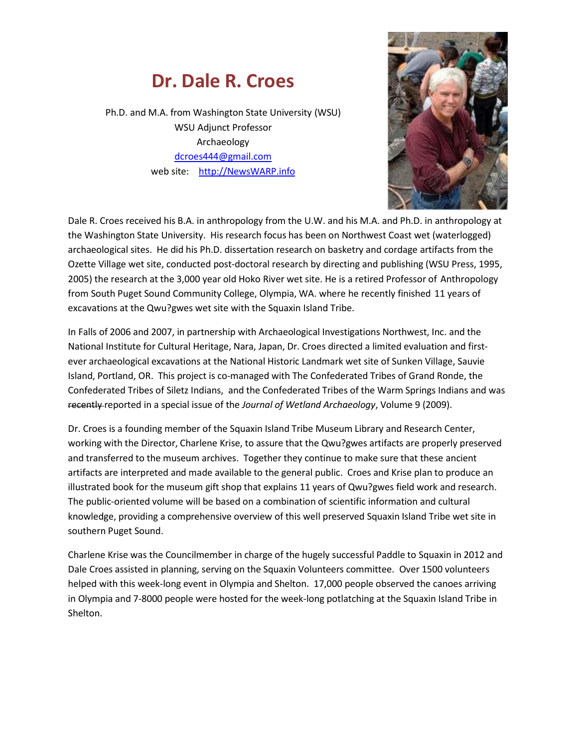# Dr. Dale R. Croes

Ph.D. and M.A. from Washington State University (WSU)
WSU Adjunct Professor
Archaeology
dcroes444@gmail.com
web site: http://NewsWARP.info

Dale R. Croes received his B.A. in anthropology from the U.W. and his M.A. and Ph.D. in anthropology at the Washington State University. His research focus has been on Northwest Coast wet (waterlogged) archaeological sites. He did his Ph.D. dissertation research on basketry and cordage artifacts from the Ozette Village wet site, conducted post-doctoral research by directing and publishing (WSU Press, 1995, 2005) the research at the 3,000 year old Hoko River wet site. He is a retired Professor of Anthropology from South Puget Sound Community College, Olympia, WA. where he recently finished 11 years of excavations at the Qwu?gwes wet site with the Squaxin Island Tribe.

In Falls of 2006 and 2007, in partnership with Archaeological Investigations Northwest, Inc. and the National Institute for Cultural Heritage, Nara, Japan, Dr. Croes directed a limited evaluation and first-ever archaeological excavations at the National Historic Landmark wet site of Sunken Village, Sauvie Island, Portland, OR. This project is co-managed with The Confederated Tribes of Grand Ronde, the Confederated Tribes of Siletz Indians, and the Confederated Tribes of the Warm Springs Indians and was ~~recently~~ reported in a special issue of the *Journal of Wetland Archaeology*, Volume 9 (2009).

Dr. Croes is a founding member of the Squaxin Island Tribe Museum Library and Research Center, working with the Director, Charlene Krise, to assure that the Qwu?gwes artifacts are properly preserved and transferred to the museum archives. Together they continue to make sure that these ancient artifacts are interpreted and made available to the general public. Croes and Krise plan to produce an illustrated book for the museum gift shop that explains 11 years of Qwu?gwes field work and research. The public-oriented volume will be based on a combination of scientific information and cultural knowledge, providing a comprehensive overview of this well preserved Squaxin Island Tribe wet site in southern Puget Sound.

Charlene Krise was the Councilmember in charge of the hugely successful Paddle to Squaxin in 2012 and Dale Croes assisted in planning, serving on the Squaxin Volunteers committee. Over 1500 volunteers helped with this week-long event in Olympia and Shelton. 17,000 people observed the canoes arriving in Olympia and 7-8000 people were hosted for the week-long potlatching at the Squaxin Island Tribe in Shelton.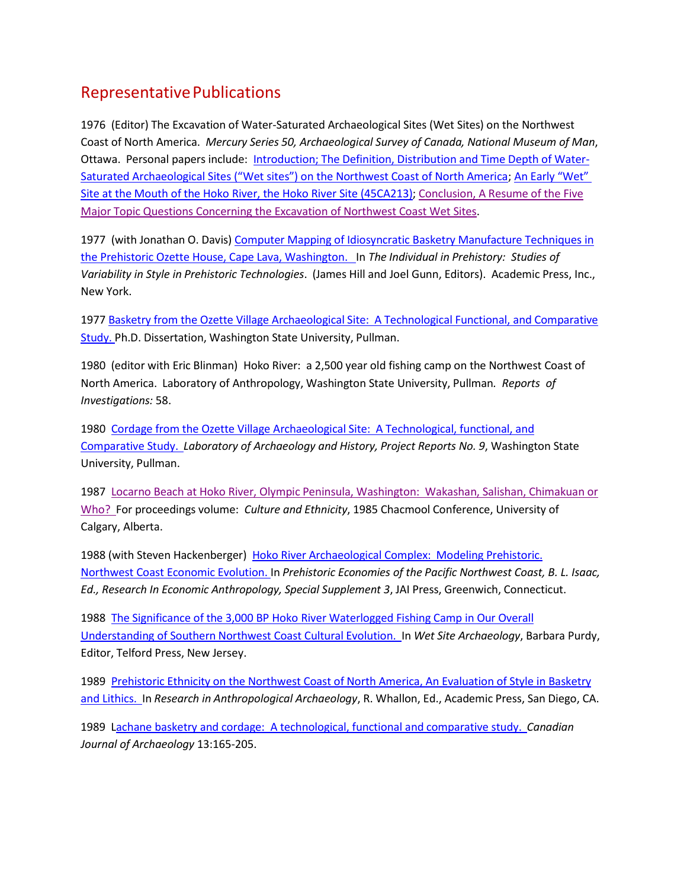## Representative Publications

1976 (Editor) The Excavation of Water-Saturated Archaeological Sites (Wet Sites) on the Northwest Coast of North America. *Mercury Series 50, Archaeological Survey of Canada, National Museum of Man*, Ottawa. Personal papers include: Introduction; The Definition, Distribution and Time Depth of Water-Saturated Archaeological Sites ("Wet sites") on the Northwest Coast of North America; An Early "Wet" Site at the Mouth of the Hoko River, the Hoko River Site (45CA213); Conclusion, A Resume of the Five Major Topic Questions Concerning the Excavation of Northwest Coast Wet Sites.

1977 (with Jonathan O. Davis) Computer Mapping of Idiosyncratic Basketry Manufacture Techniques in the Prehistoric Ozette House, Cape Lava, Washington. In *The Individual in Prehistory: Studies of Variability in Style in Prehistoric Technologies*. (James Hill and Joel Gunn, Editors). Academic Press, Inc., New York.

1977 Basketry from the Ozette Village Archaeological Site: A Technological Functional, and Comparative Study. Ph.D. Dissertation, Washington State University, Pullman.

1980 (editor with Eric Blinman) Hoko River: a 2,500 year old fishing camp on the Northwest Coast of North America. Laboratory of Anthropology, Washington State University, Pullman. *Reports of Investigations:* 58.

1980 Cordage from the Ozette Village Archaeological Site: A Technological, functional, and Comparative Study. *Laboratory of Archaeology and History, Project Reports No. 9*, Washington State University, Pullman.

1987 Locarno Beach at Hoko River, Olympic Peninsula, Washington: Wakashan, Salishan, Chimakuan or Who? For proceedings volume: *Culture and Ethnicity*, 1985 Chacmool Conference, University of Calgary, Alberta.

1988 (with Steven Hackenberger) Hoko River Archaeological Complex: Modeling Prehistoric. Northwest Coast Economic Evolution. In *Prehistoric Economies of the Pacific Northwest Coast, B. L. Isaac, Ed., Research In Economic Anthropology, Special Supplement 3*, JAI Press, Greenwich, Connecticut.

1988 The Significance of the 3,000 BP Hoko River Waterlogged Fishing Camp in Our Overall Understanding of Southern Northwest Coast Cultural Evolution. In *Wet Site Archaeology*, Barbara Purdy, Editor, Telford Press, New Jersey.

1989 Prehistoric Ethnicity on the Northwest Coast of North America, An Evaluation of Style in Basketry and Lithics. In *Research in Anthropological Archaeology*, R. Whallon, Ed., Academic Press, San Diego, CA.

1989 Lachane basketry and cordage: A technological, functional and comparative study. *Canadian Journal of Archaeology* 13:165-205.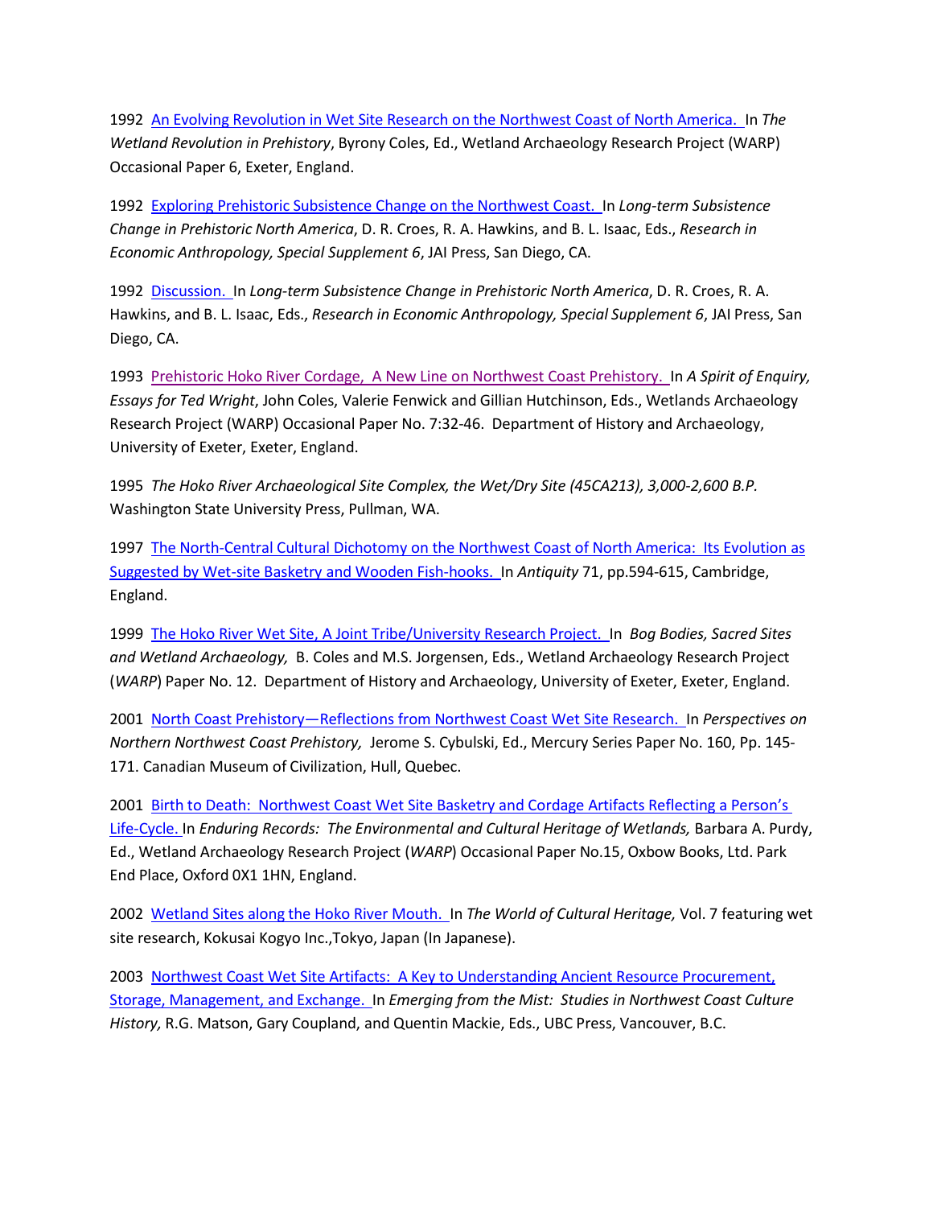1992 An Evolving Revolution in Wet Site Research on the Northwest Coast of North America. In *The Wetland Revolution in Prehistory*, Byrony Coles, Ed., Wetland Archaeology Research Project (WARP) Occasional Paper 6, Exeter, England.

1992 Exploring Prehistoric Subsistence Change on the Northwest Coast. In *Long-term Subsistence Change in Prehistoric North America*, D. R. Croes, R. A. Hawkins, and B. L. Isaac, Eds., *Research in Economic Anthropology, Special Supplement 6*, JAI Press, San Diego, CA.

1992 Discussion. In *Long-term Subsistence Change in Prehistoric North America*, D. R. Croes, R. A. Hawkins, and B. L. Isaac, Eds., *Research in Economic Anthropology, Special Supplement 6*, JAI Press, San Diego, CA.

1993 Prehistoric Hoko River Cordage, A New Line on Northwest Coast Prehistory. In *A Spirit of Enquiry, Essays for Ted Wright*, John Coles, Valerie Fenwick and Gillian Hutchinson, Eds., Wetlands Archaeology Research Project (WARP) Occasional Paper No. 7:32-46. Department of History and Archaeology, University of Exeter, Exeter, England.

1995 *The Hoko River Archaeological Site Complex, the Wet/Dry Site (45CA213), 3,000-2,600 B.P.* Washington State University Press, Pullman, WA.

1997 The North-Central Cultural Dichotomy on the Northwest Coast of North America: Its Evolution as Suggested by Wet-site Basketry and Wooden Fish-hooks. In *Antiquity* 71, pp.594-615, Cambridge, England.

1999 The Hoko River Wet Site, A Joint Tribe/University Research Project. In *Bog Bodies, Sacred Sites and Wetland Archaeology,* B. Coles and M.S. Jorgensen, Eds., Wetland Archaeology Research Project (*WARP*) Paper No. 12. Department of History and Archaeology, University of Exeter, Exeter, England.

2001 North Coast Prehistory—Reflections from Northwest Coast Wet Site Research. In *Perspectives on Northern Northwest Coast Prehistory,* Jerome S. Cybulski, Ed., Mercury Series Paper No. 160, Pp. 145-171. Canadian Museum of Civilization, Hull, Quebec.

2001 Birth to Death: Northwest Coast Wet Site Basketry and Cordage Artifacts Reflecting a Person's Life-Cycle. In *Enduring Records: The Environmental and Cultural Heritage of Wetlands,* Barbara A. Purdy, Ed., Wetland Archaeology Research Project (*WARP*) Occasional Paper No.15, Oxbow Books, Ltd. Park End Place, Oxford 0X1 1HN, England.

2002 Wetland Sites along the Hoko River Mouth. In *The World of Cultural Heritage,* Vol. 7 featuring wet site research, Kokusai Kogyo Inc.,Tokyo, Japan (In Japanese).

2003 Northwest Coast Wet Site Artifacts: A Key to Understanding Ancient Resource Procurement, Storage, Management, and Exchange. In *Emerging from the Mist: Studies in Northwest Coast Culture History,* R.G. Matson, Gary Coupland, and Quentin Mackie, Eds., UBC Press, Vancouver, B.C.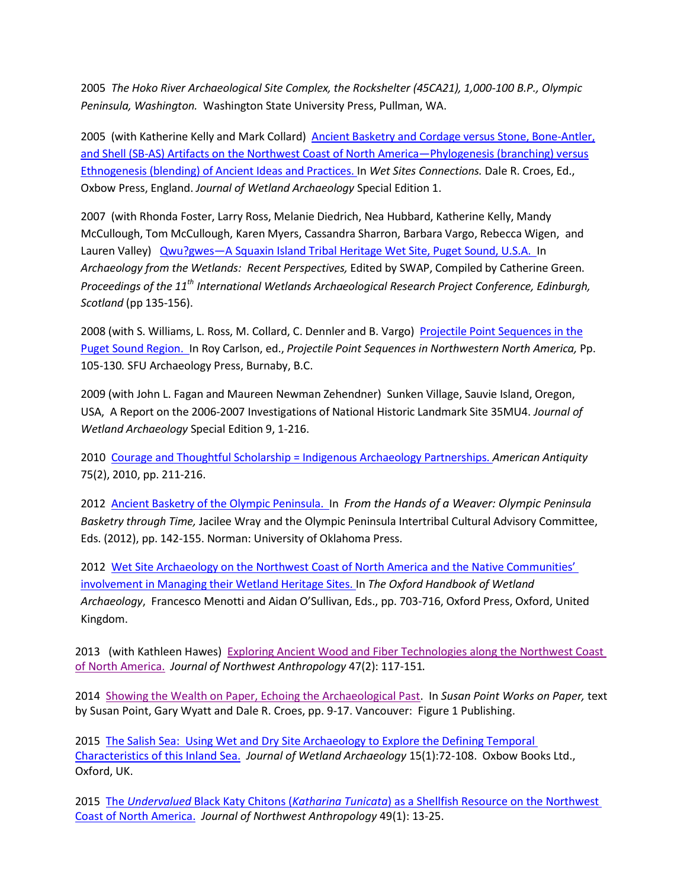2005 *The Hoko River Archaeological Site Complex, the Rockshelter (45CA21), 1,000-100 B.P., Olympic Peninsula, Washington.* Washington State University Press, Pullman, WA.

2005 (with Katherine Kelly and Mark Collard) Ancient Basketry and Cordage versus Stone, Bone-Antler, and Shell (SB-AS) Artifacts on the Northwest Coast of North America—Phylogenesis (branching) versus Ethnogenesis (blending) of Ancient Ideas and Practices. In *Wet Sites Connections.* Dale R. Croes, Ed., Oxbow Press, England. *Journal of Wetland Archaeology* Special Edition 1.

2007 (with Rhonda Foster, Larry Ross, Melanie Diedrich, Nea Hubbard, Katherine Kelly, Mandy McCullough, Tom McCullough, Karen Myers, Cassandra Sharron, Barbara Vargo, Rebecca Wigen, and Lauren Valley) Qwu?gwes—A Squaxin Island Tribal Heritage Wet Site, Puget Sound, U.S.A. In *Archaeology from the Wetlands: Recent Perspectives,* Edited by SWAP, Compiled by Catherine Green. *Proceedings of the 11th International Wetlands Archaeological Research Project Conference, Edinburgh, Scotland* (pp 135-156).

2008 (with S. Williams, L. Ross, M. Collard, C. Dennler and B. Vargo) Projectile Point Sequences in the Puget Sound Region. In Roy Carlson, ed., *Projectile Point Sequences in Northwestern North America,* Pp. 105-130. SFU Archaeology Press, Burnaby, B.C.

2009 (with John L. Fagan and Maureen Newman Zehendner) Sunken Village, Sauvie Island, Oregon, USA, A Report on the 2006-2007 Investigations of National Historic Landmark Site 35MU4. *Journal of Wetland Archaeology* Special Edition 9, 1-216.

2010 Courage and Thoughtful Scholarship = Indigenous Archaeology Partnerships. *American Antiquity* 75(2), 2010, pp. 211-216.

2012 Ancient Basketry of the Olympic Peninsula. In *From the Hands of a Weaver: Olympic Peninsula Basketry through Time,* Jacilee Wray and the Olympic Peninsula Intertribal Cultural Advisory Committee, Eds. (2012), pp. 142-155. Norman: University of Oklahoma Press.

2012 Wet Site Archaeology on the Northwest Coast of North America and the Native Communities' involvement in Managing their Wetland Heritage Sites. In *The Oxford Handbook of Wetland Archaeology*, Francesco Menotti and Aidan O'Sullivan, Eds., pp. 703-716, Oxford Press, Oxford, United Kingdom.

2013 (with Kathleen Hawes) Exploring Ancient Wood and Fiber Technologies along the Northwest Coast of North America. *Journal of Northwest Anthropology* 47(2): 117-151.

2014 Showing the Wealth on Paper, Echoing the Archaeological Past. In *Susan Point Works on Paper,* text by Susan Point, Gary Wyatt and Dale R. Croes, pp. 9-17. Vancouver: Figure 1 Publishing.

2015 The Salish Sea: Using Wet and Dry Site Archaeology to Explore the Defining Temporal Characteristics of this Inland Sea. *Journal of Wetland Archaeology* 15(1):72-108. Oxbow Books Ltd., Oxford, UK.

2015 The *Undervalued* Black Katy Chitons (*Katharina Tunicata*) as a Shellfish Resource on the Northwest Coast of North America. *Journal of Northwest Anthropology* 49(1): 13-25.